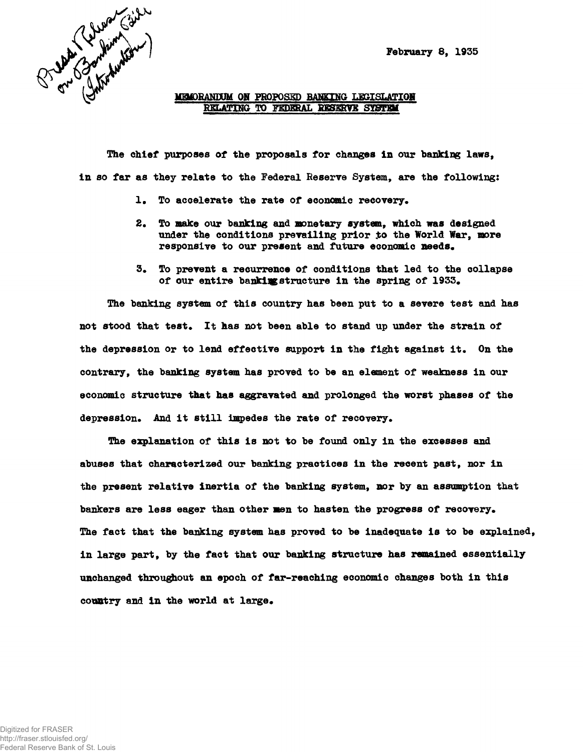Press Release on Banking Bill (Introduction)

February 8, 1935

## MEMORANDUM ON PROPOSED BANKING LEGISLATION RELATING TO FEDERAL RESERVE SYSTEM

The chief purposes of the proposals for changes in our banking laws, in so far as they relate to the Federal Reserve System, are the following:

1. To accelerate the rate of economic recovery.
2. To make our banking and monetary system, which was designed under the conditions prevailing prior to the World War, more responsive to our present and future economic needs.
3. To prevent a recurrence of conditions that led to the collapse of our entire banking structure in the spring of 1933.

The banking system of this country has been put to a severe test and has not stood that test. It has not been able to stand up under the strain of the depression or to lend effective support in the fight against it. On the contrary, the banking system has proved to be an element of weakness in our economic structure that has aggravated and prolonged the worst phases of the depression. And it still impedes the rate of recovery.

The explanation of this is not to be found only in the excesses and abuses that characterized our banking practices in the recent past, nor in the present relative inertia of the banking system, nor by an assumption that bankers are less eager than other men to hasten the progress of recovery. The fact that the banking system has proved to be inadequate is to be explained, in large part, by the fact that our banking structure has remained essentially unchanged throughout an epoch of far-reaching economic changes both in this country and in the world at large.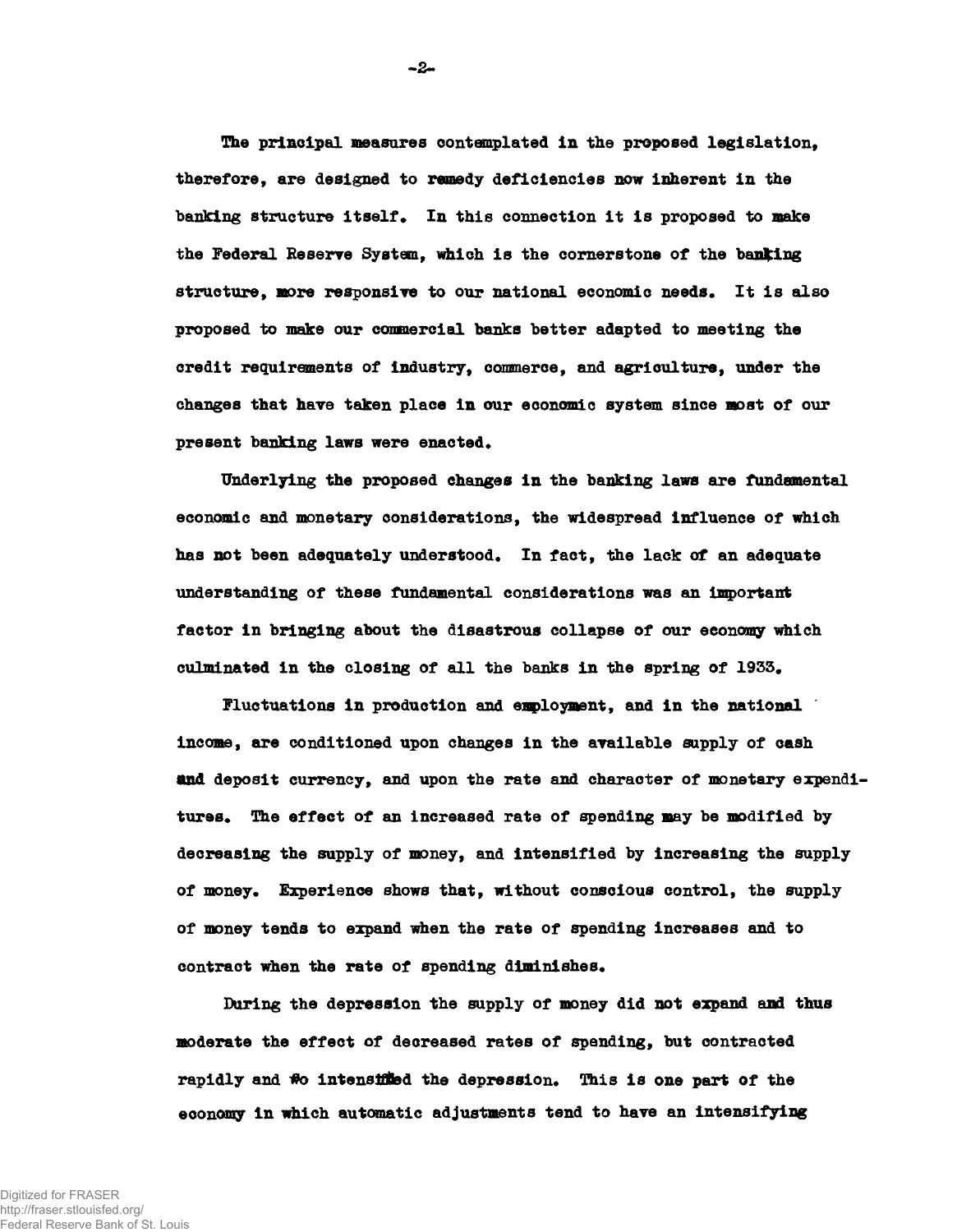The principal measures contemplated in the proposed legislation, therefore, are designed to remedy deficiencies now inherent in the banking structure itself. In this connection it is proposed to make the Federal Reserve System, which is the cornerstone of the banking structure, more responsive to our national economic needs. It is also proposed to make our commercial banks better adapted to meeting the credit requirements of industry, commerce, and agriculture, under the changes that have taken place in our economic system since most of our present banking laws were enacted.

Underlying the proposed changes in the banking laws are fundamental economic and monetary considerations, the widespread influence of which has not been adequately understood. In fact, the lack of an adequate understanding of these fundamental considerations was an important factor in bringing about the disastrous collapse of our economy which culminated in the closing of all the banks in the spring of 1933.

Fluctuations in production and employment, and in the national income, are conditioned upon changes in the available supply of cash and deposit currency, and upon the rate and character of monetary expenditures. The effect of an increased rate of spending may be modified by decreasing the supply of money, and intensified by increasing the supply of money. Experience shows that, without conscious control, the supply of money tends to expand when the rate of spending increases and to contract when the rate of spending diminishes.

During the depression the supply of money did not expand and thus moderate the effect of decreased rates of spending, but contracted rapidly and so intensified the depression. This is one part of the economy in which automatic adjustments tend to have an intensifying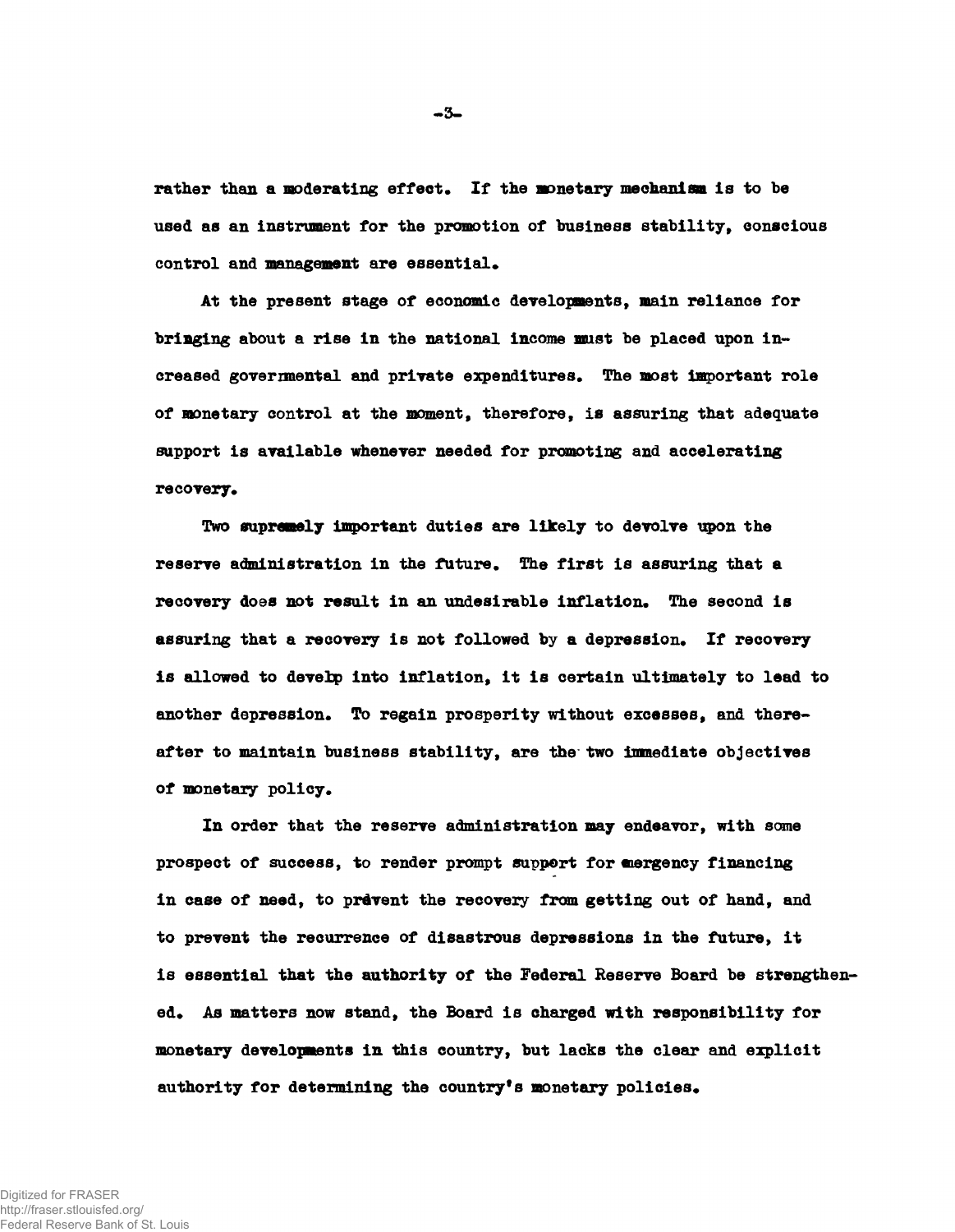rather than a moderating effect. If the monetary mechanism is to be used as an instrument for the promotion of business stability, conscious control and management are essential.

At the present stage of economic developments, main reliance for bringing about a rise in the national income must be placed upon increased governmental and private expenditures. The most important role of monetary control at the moment, therefore, is assuring that adequate support is available whenever needed for promoting and accelerating recovery.

Two supremely important duties are likely to devolve upon the reserve administration in the future. The first is assuring that a recovery does not result in an undesirable inflation. The second is assuring that a recovery is not followed by a depression. If recovery is allowed to develp into inflation, it is certain ultimately to lead to another depression. To regain prosperity without excesses, and thereafter to maintain business stability, are the two immediate objectives of monetary policy.

In order that the reserve administration may endeavor, with some prospect of success, to render prompt support for emergency financing in case of need, to prevent the recovery from getting out of hand, and to prevent the recurrence of disastrous depressions in the future, it is essential that the authority of the Federal Reserve Board be strengthened. As matters now stand, the Board is charged with responsibility for monetary developments in this country, but lacks the clear and explicit authority for determining the country's monetary policies.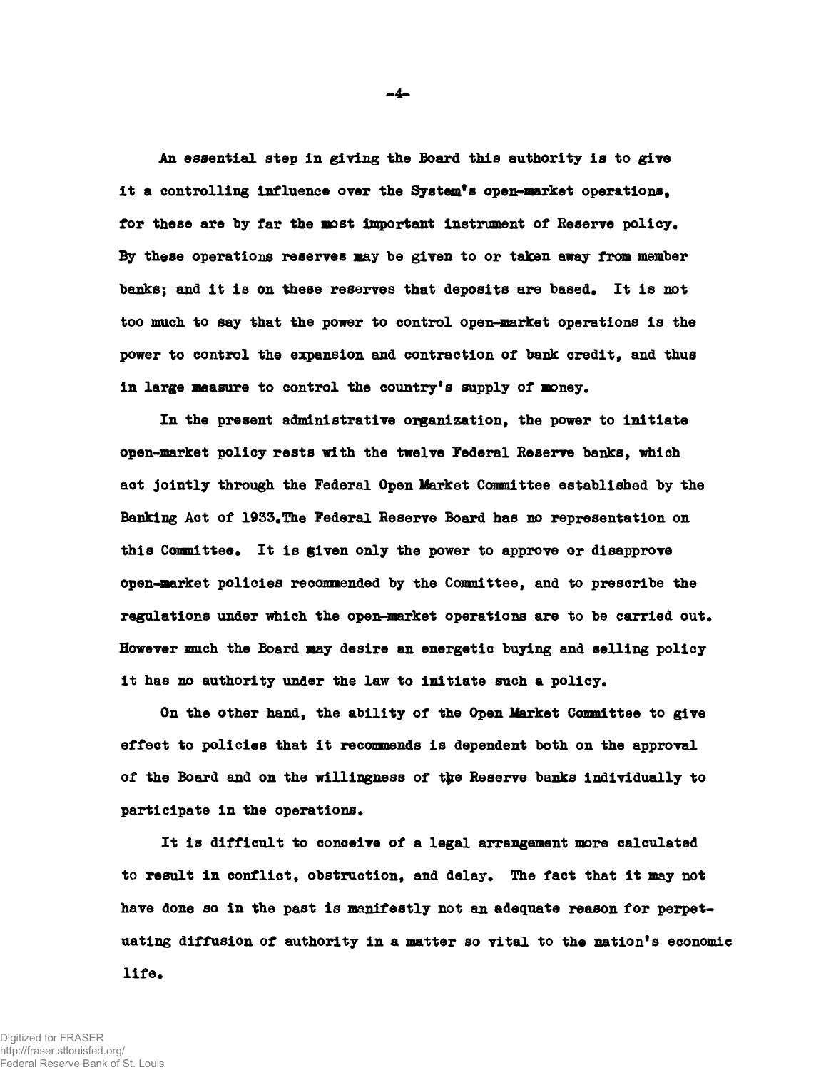An essential step in giving the Board this authority is to give it a controlling influence over the System's open-market operations, for these are by far the most important instrument of Reserve policy. By these operations reserves may be given to or taken away from member banks; and it is on these reserves that deposits are based. It is not too much to say that the power to control open-market operations is the power to control the expansion and contraction of bank credit, and thus in large measure to control the country's supply of money.

In the present administrative organization, the power to initiate open-market policy rests with the twelve Federal Reserve banks, which act jointly through the Federal Open Market Committee established by the Banking Act of 1933.The Federal Reserve Board has no representation on this Committee. It is given only the power to approve or disapprove open-market policies recommended by the Committee, and to prescribe the regulations under which the open-market operations are to be carried out. However much the Board may desire an energetic buying and selling policy it has no authority under the law to initiate such a policy.

On the other hand, the ability of the Open Market Committee to give effect to policies that it recommends is dependent both on the approval of the Board and on the willingness of the Reserve banks individually to participate in the operations.

It is difficult to conceive of a legal arrangement more calculated to result in conflict, obstruction, and delay. The fact that it may not have done so in the past is manifestly not an adequate reason for perpetuating diffusion of authority in a matter so vital to the nation's economic life.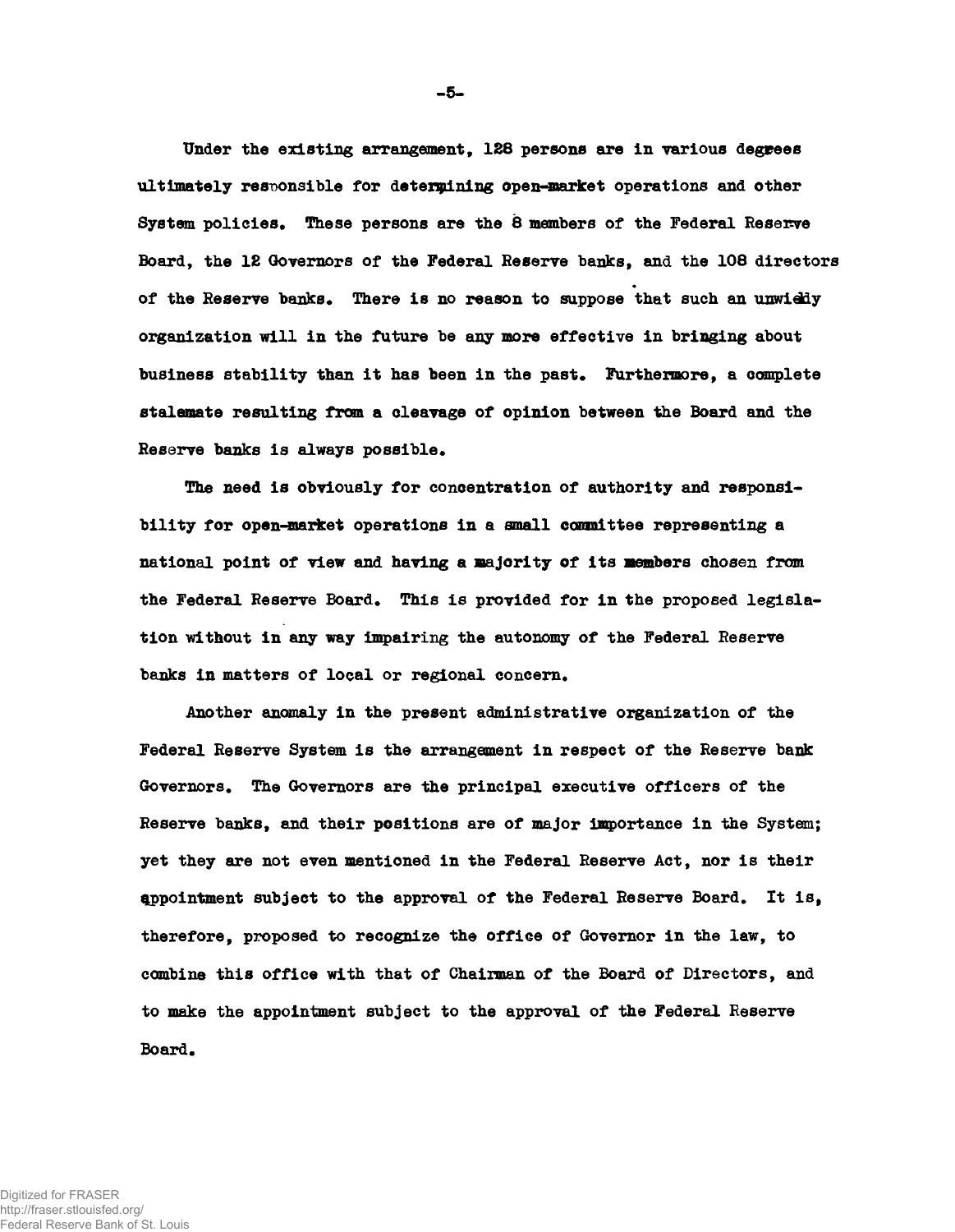Under the existing arrangement, 128 persons are in various degrees ultimately responsible for determining open-market operations and other System policies. These persons are the 8 members of the Federal Reserve Board, the 12 Governors of the Federal Reserve banks, and the 108 directors of the Reserve banks. There is no reason to suppose that such an unwieldy organization will in the future be any more effective in bringing about business stability than it has been in the past. Furthermore, a complete stalemate resulting from a cleavage of opinion between the Board and the Reserve banks is always possible.

The need is obviously for concentration of authority and responsibility for open-market operations in a small committee representing a national point of view and having a majority of its members chosen from the Federal Reserve Board. This is provided for in the proposed legislation without in any way impairing the autonomy of the Federal Reserve banks in matters of local or regional concern.

Another anomaly in the present administrative organization of the Federal Reserve System is the arrangement in respect of the Reserve bank Governors. The Governors are the principal executive officers of the Reserve banks, and their positions are of major importance in the System; yet they are not even mentioned in the Federal Reserve Act, nor is their appointment subject to the approval of the Federal Reserve Board. It is, therefore, proposed to recognize the office of Governor in the law, to combine this office with that of Chairman of the Board of Directors, and to make the appointment subject to the approval of the Federal Reserve Board.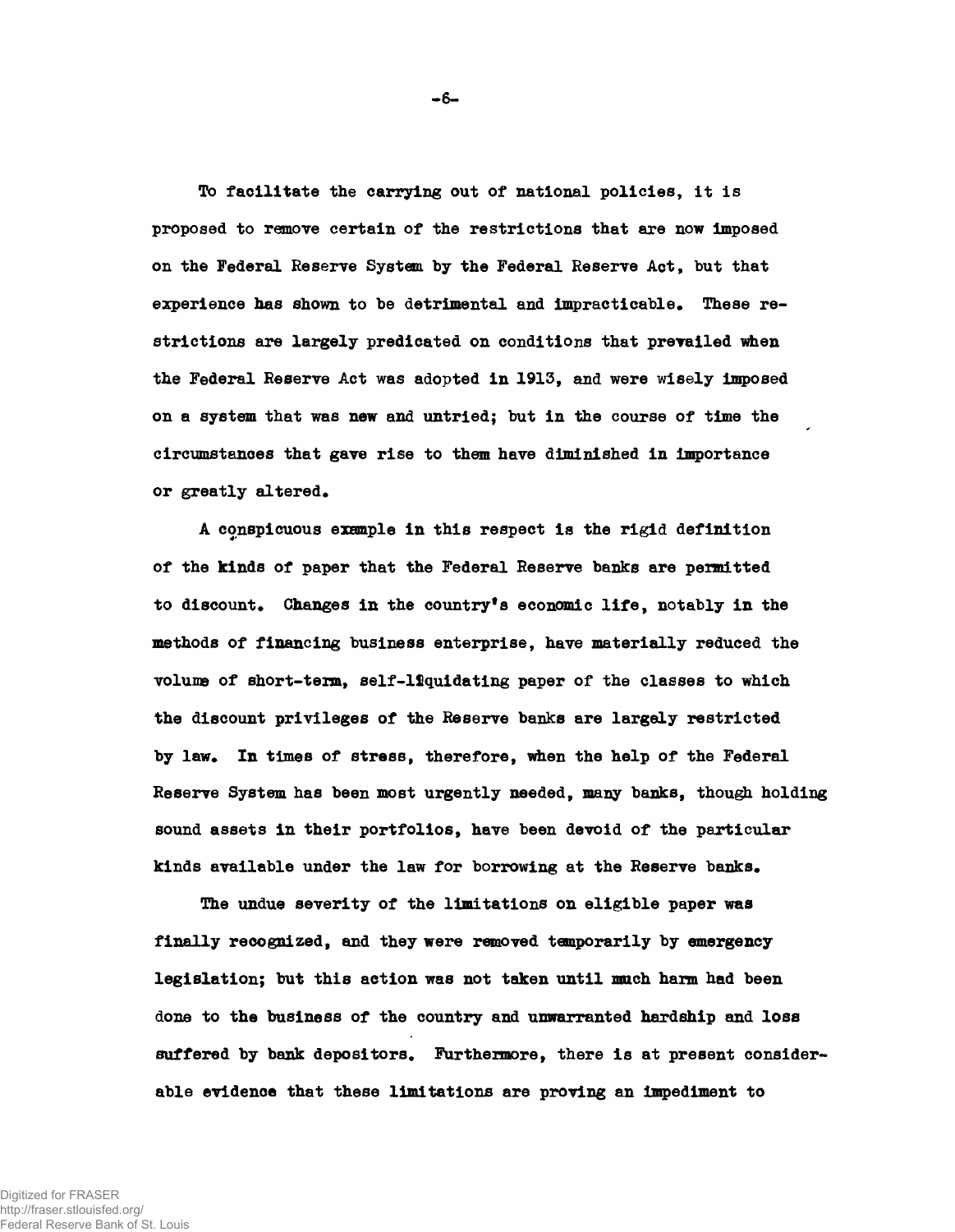To facilitate the carrying out of national policies, it is proposed to remove certain of the restrictions that are now imposed on the Federal Reserve System by the Federal Reserve Act, but that experience has shown to be detrimental and impracticable. These restrictions are largely predicated on conditions that prevailed when the Federal Reserve Act was adopted in 1913, and were wisely imposed on a system that was new and untried; but in the course of time the circumstances that gave rise to them have diminished in importance or greatly altered.

A conspicuous example in this respect is the rigid definition of the kinds of paper that the Federal Reserve banks are permitted to discount. Changes in the country's economic life, notably in the methods of financing business enterprise, have materially reduced the volume of short-term, self-liquidating paper of the classes to which the discount privileges of the Reserve banks are largely restricted by law. In times of stress, therefore, when the help of the Federal Reserve System has been most urgently needed, many banks, though holding sound assets in their portfolios, have been devoid of the particular kinds available under the law for borrowing at the Reserve banks.

The undue severity of the limitations on eligible paper was finally recognized, and they were removed temporarily by emergency legislation; but this action was not taken until much harm had been done to the business of the country and unwarranted hardship and loss suffered by bank depositors. Furthermore, there is at present considerable evidence that these limitations are proving an impediment to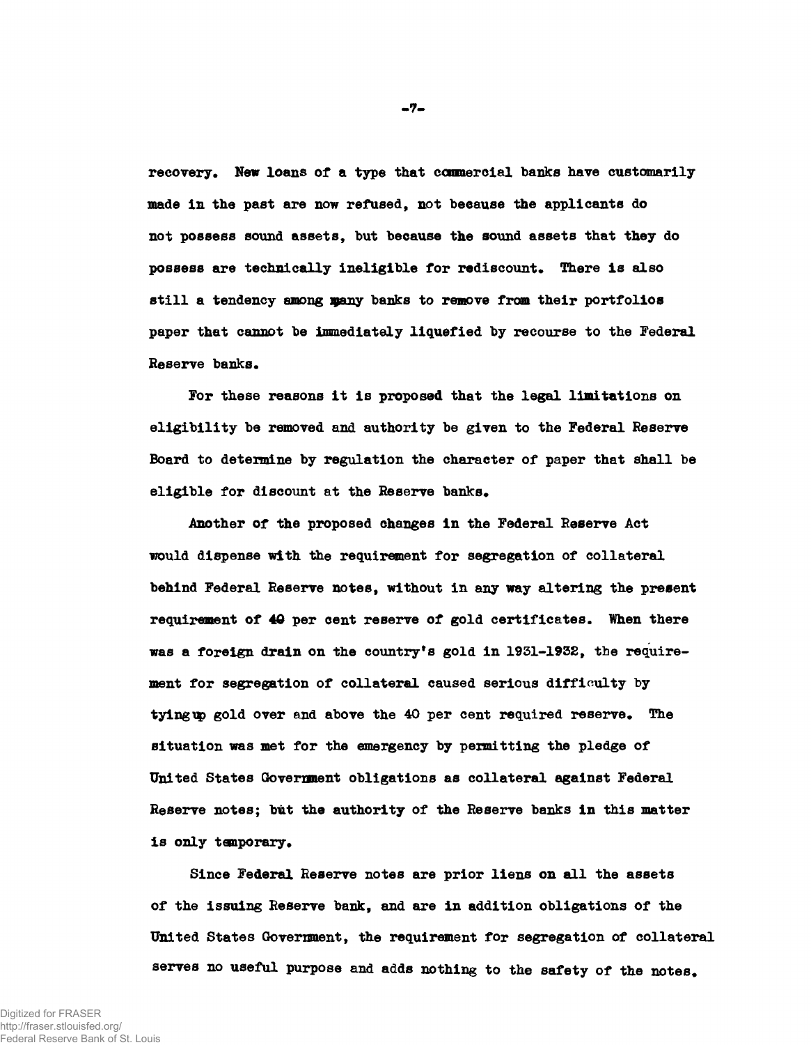recovery. New loans of a type that commercial banks have customarily made in the past are now refused, not because the applicants do not possess sound assets, but because the sound assets that they do possess are technically ineligible for rediscount. There is also still a tendency among many banks to remove from their portfolios paper that cannot be immediately liquefied by recourse to the Federal Reserve banks.

For these reasons it is proposed that the legal limitations on eligibility be removed and authority be given to the Federal Reserve Board to determine by regulation the character of paper that shall be eligible for discount at the Reserve banks.

Another of the proposed changes in the Federal Reserve Act would dispense with the requirement for segregation of collateral behind Federal Reserve notes, without in any way altering the present requirement of 40 per cent reserve of gold certificates. When there was a foreign drain on the country's gold in 1931-1932, the requirement for segregation of collateral caused serious difficulty by tying up gold over and above the 40 per cent required reserve. The situation was met for the emergency by permitting the pledge of United States Government obligations as collateral against Federal Reserve notes; but the authority of the Reserve banks in this matter is only temporary.

Since Federal Reserve notes are prior liens on all the assets of the issuing Reserve bank, and are in addition obligations of the United States Government, the requirement for segregation of collateral serves no useful purpose and adds nothing to the safety of the notes.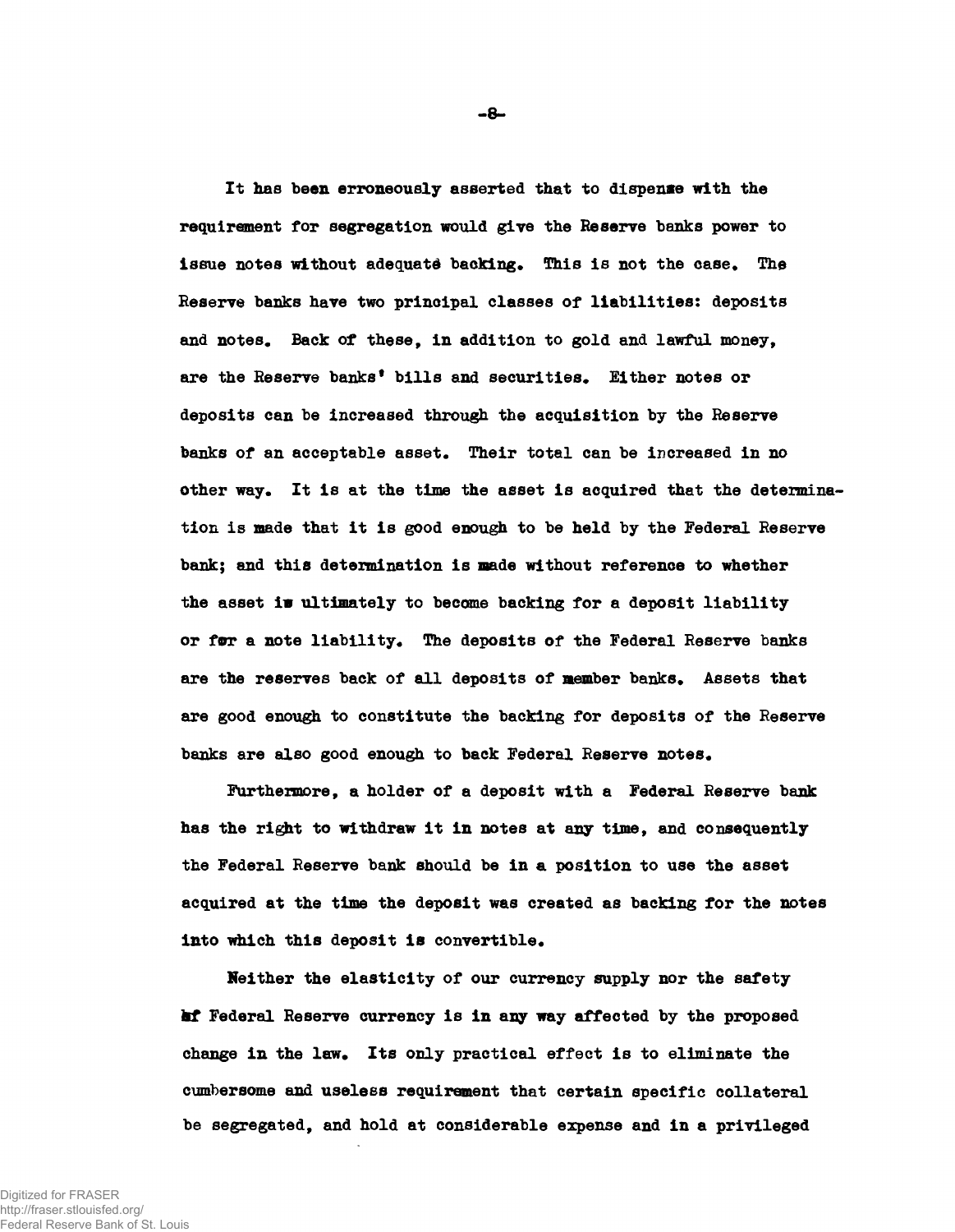It has been erroneously asserted that to dispense with the requirement for segregation would give the Reserve banks power to issue notes without adequate backing. This is not the case. The Reserve banks have two principal classes of liabilities: deposits and notes. Back of these, in addition to gold and lawful money, are the Reserve banks' bills and securities. Either notes or deposits can be increased through the acquisition by the Reserve banks of an acceptable asset. Their total can be increased in no other way. It is at the time the asset is acquired that the determination is made that it is good enough to be held by the Federal Reserve bank; and this determination is made without reference to whether the asset is ultimately to become backing for a deposit liability or for a note liability. The deposits of the Federal Reserve banks are the reserves back of all deposits of member banks. Assets that are good enough to constitute the backing for deposits of the Reserve banks are also good enough to back Federal Reserve notes.

Furthermore, a holder of a deposit with a Federal Reserve bank has the right to withdraw it in notes at any time, and consequently the Federal Reserve bank should be in a position to use the asset acquired at the time the deposit was created as backing for the notes into which this deposit is convertible.

Neither the elasticity of our currency supply nor the safety of Federal Reserve currency is in any way affected by the proposed change in the law. Its only practical effect is to eliminate the cumbersome and useless requirement that certain specific collateral be segregated, and hold at considerable expense and in a privileged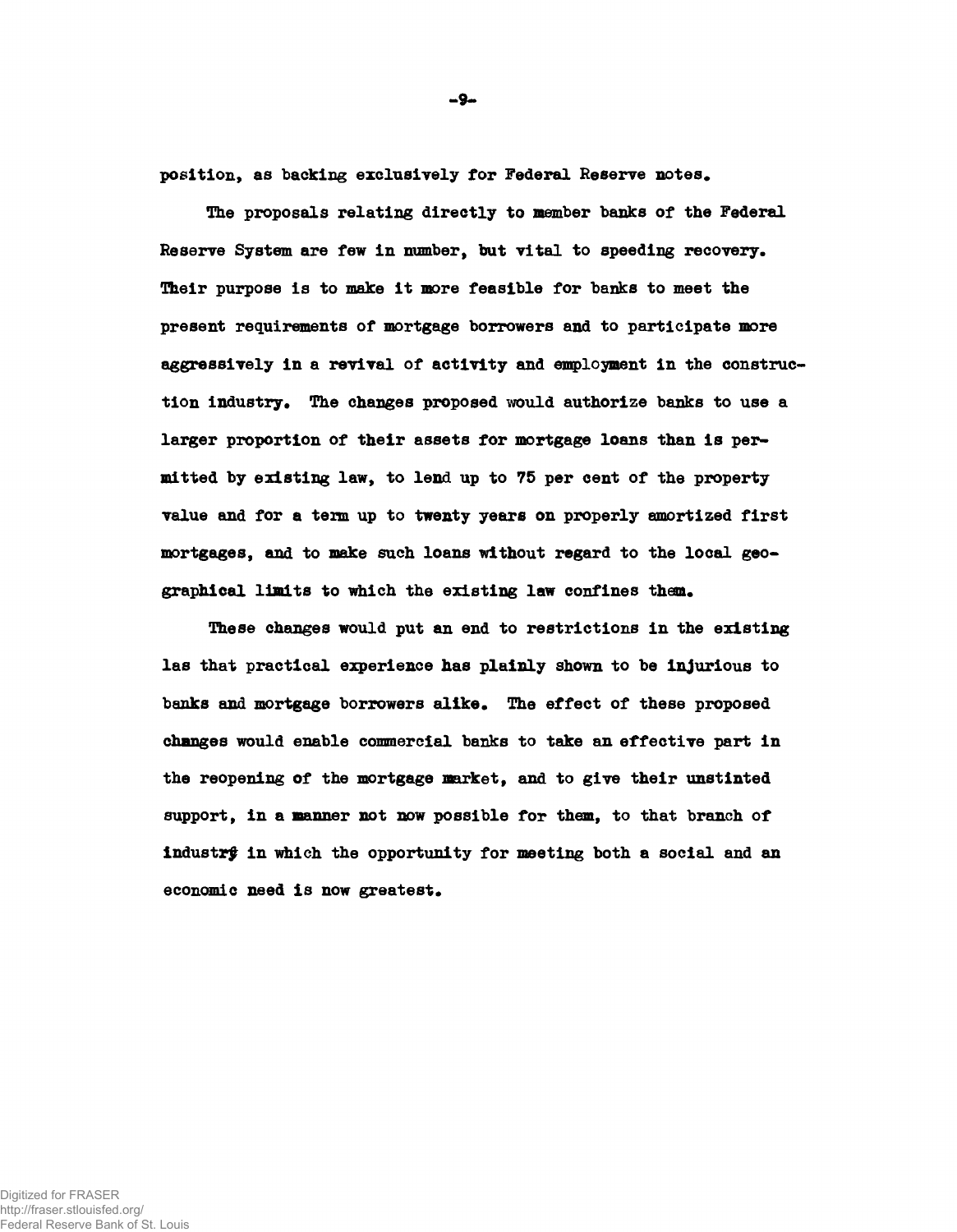position, as backing exclusively for Federal Reserve notes.

The proposals relating directly to member banks of the Federal Reserve System are few in number, but vital to speeding recovery. Their purpose is to make it more feasible for banks to meet the present requirements of mortgage borrowers and to participate more aggressively in a revival of activity and employment in the construction industry. The changes proposed would authorize banks to use a larger proportion of their assets for mortgage loans than is permitted by existing law, to lend up to 75 per cent of the property value and for a term up to twenty years on properly amortized first mortgages, and to make such loans without regard to the local geographical limits to which the existing law confines them.

These changes would put an end to restrictions in the existing las that practical experience has plainly shown to be injurious to banks and mortgage borrowers alike. The effect of these proposed changes would enable commercial banks to take an effective part in the reopening of the mortgage market, and to give their unstinted support, in a manner not now possible for them, to that branch of industry in which the opportunity for meeting both a social and an economic need is now greatest.